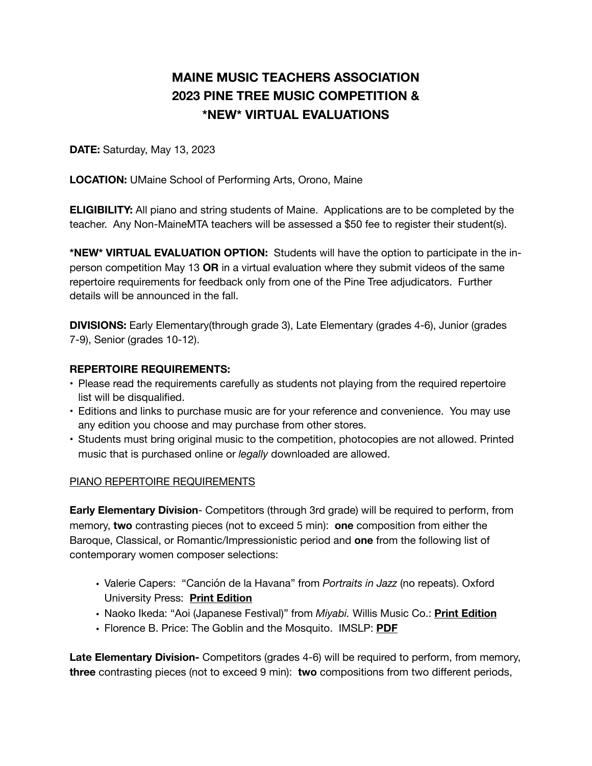# MAINE MUSIC TEACHERS ASSOCIATION
# 2023 PINE TREE MUSIC COMPETITION &
# *NEW* VIRTUAL EVALUATIONS

**DATE:** Saturday, May 13, 2023

**LOCATION:** UMaine School of Performing Arts, Orono, Maine

**ELIGIBILITY:** All piano and string students of Maine. Applications are to be completed by the teacher. Any Non-MaineMTA teachers will be assessed a $50 fee to register their student(s).

***NEW* VIRTUAL EVALUATION OPTION:** Students will have the option to participate in the in-person competition May 13 **OR** in a virtual evaluation where they submit videos of the same repertoire requirements for feedback only from one of the Pine Tree adjudicators. Further details will be announced in the fall.

**DIVISIONS:** Early Elementary(through grade 3), Late Elementary (grades 4-6), Junior (grades 7-9), Senior (grades 10-12).

**REPERTOIRE REQUIREMENTS:**

- Please read the requirements carefully as students not playing from the required repertoire list will be disqualified.
- Editions and links to purchase music are for your reference and convenience. You may use any edition you choose and may purchase from other stores.
- Students must bring original music to the competition, photocopies are not allowed. Printed music that is purchased online or *legally* downloaded are allowed.

PIANO REPERTOIRE REQUIREMENTS

**Early Elementary Division**- Competitors (through 3rd grade) will be required to perform, from memory, **two** contrasting pieces (not to exceed 5 min): **one** composition from either the Baroque, Classical, or Romantic/Impressionistic period and **one** from the following list of contemporary women composer selections:

- Valerie Capers: "Canción de la Havana" from *Portraits in Jazz* (no repeats). Oxford University Press: **Print Edition**
- Naoko Ikeda: "Aoi (Japanese Festival)" from *Miyabi.* Willis Music Co.: **Print Edition**
- Florence B. Price: The Goblin and the Mosquito. IMSLP: **PDF**

**Late Elementary Division-** Competitors (grades 4-6) will be required to perform, from memory, **three** contrasting pieces (not to exceed 9 min): **two** compositions from two different periods,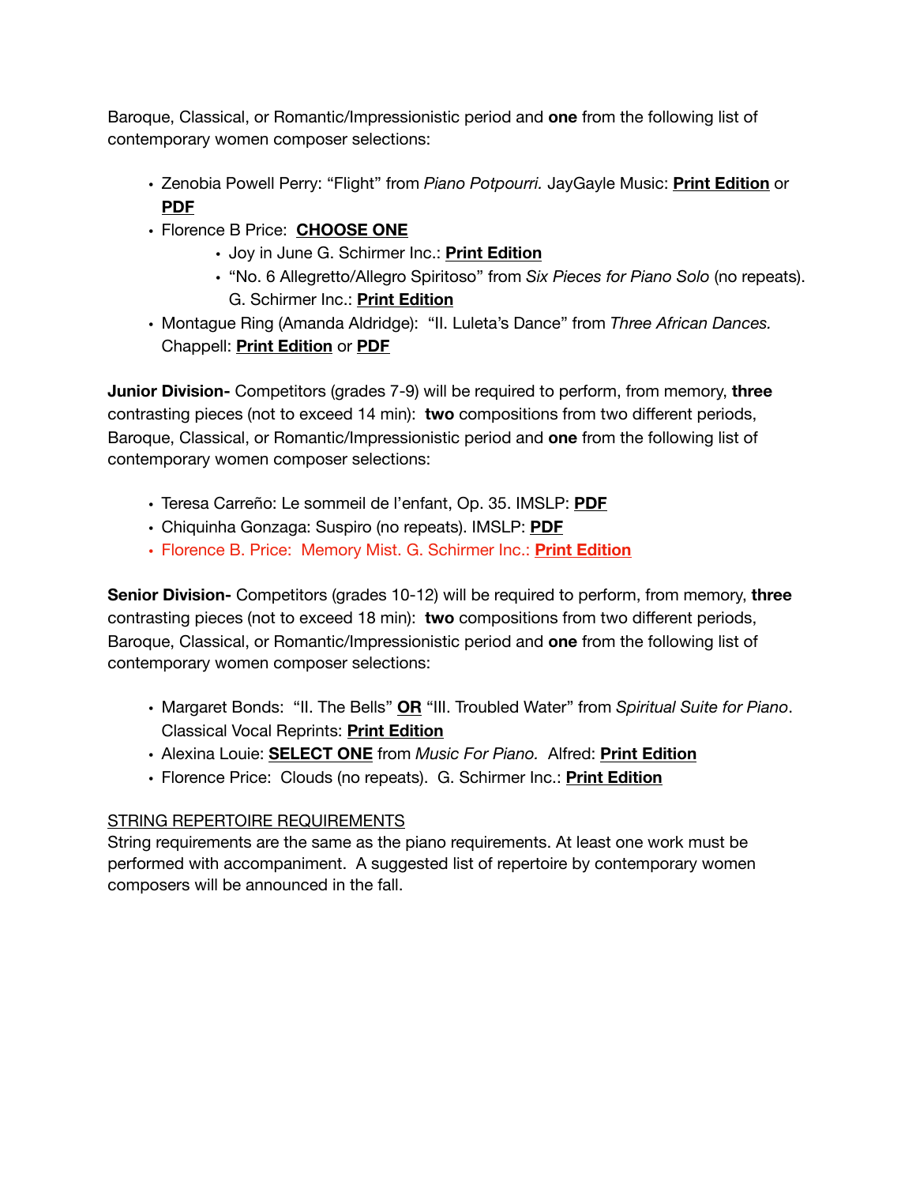Baroque, Classical, or Romantic/Impressionistic period and **one** from the following list of contemporary women composer selections:

- Zenobia Powell Perry: "Flight" from *Piano Potpourri.* JayGayle Music: **Print Edition** or **PDF**
- Florence B Price: **CHOOSE ONE**
    - Joy in June G. Schirmer Inc.: **Print Edition**
    - "No. 6 Allegretto/Allegro Spiritoso" from *Six Pieces for Piano Solo* (no repeats). G. Schirmer Inc.: **Print Edition**
- Montague Ring (Amanda Aldridge): "II. Luleta's Dance" from *Three African Dances.* Chappell: **Print Edition** or **PDF**

**Junior Division-** Competitors (grades 7-9) will be required to perform, from memory, **three** contrasting pieces (not to exceed 14 min): **two** compositions from two different periods, Baroque, Classical, or Romantic/Impressionistic period and **one** from the following list of contemporary women composer selections:

- Teresa Carreño: Le sommeil de l'enfant, Op. 35. IMSLP: **PDF**
- Chiquinha Gonzaga: Suspiro (no repeats). IMSLP: **PDF**
- Florence B. Price: Memory Mist. G. Schirmer Inc.: **Print Edition**

**Senior Division-** Competitors (grades 10-12) will be required to perform, from memory, **three** contrasting pieces (not to exceed 18 min): **two** compositions from two different periods, Baroque, Classical, or Romantic/Impressionistic period and **one** from the following list of contemporary women composer selections:

- Margaret Bonds: "II. The Bells" **OR** "III. Troubled Water" from *Spiritual Suite for Piano*. Classical Vocal Reprints: **Print Edition**
- Alexina Louie: **SELECT ONE** from *Music For Piano.* Alfred: **Print Edition**
- Florence Price: Clouds (no repeats). G. Schirmer Inc.: **Print Edition**

STRING REPERTOIRE REQUIREMENTS

String requirements are the same as the piano requirements. At least one work must be performed with accompaniment. A suggested list of repertoire by contemporary women composers will be announced in the fall.